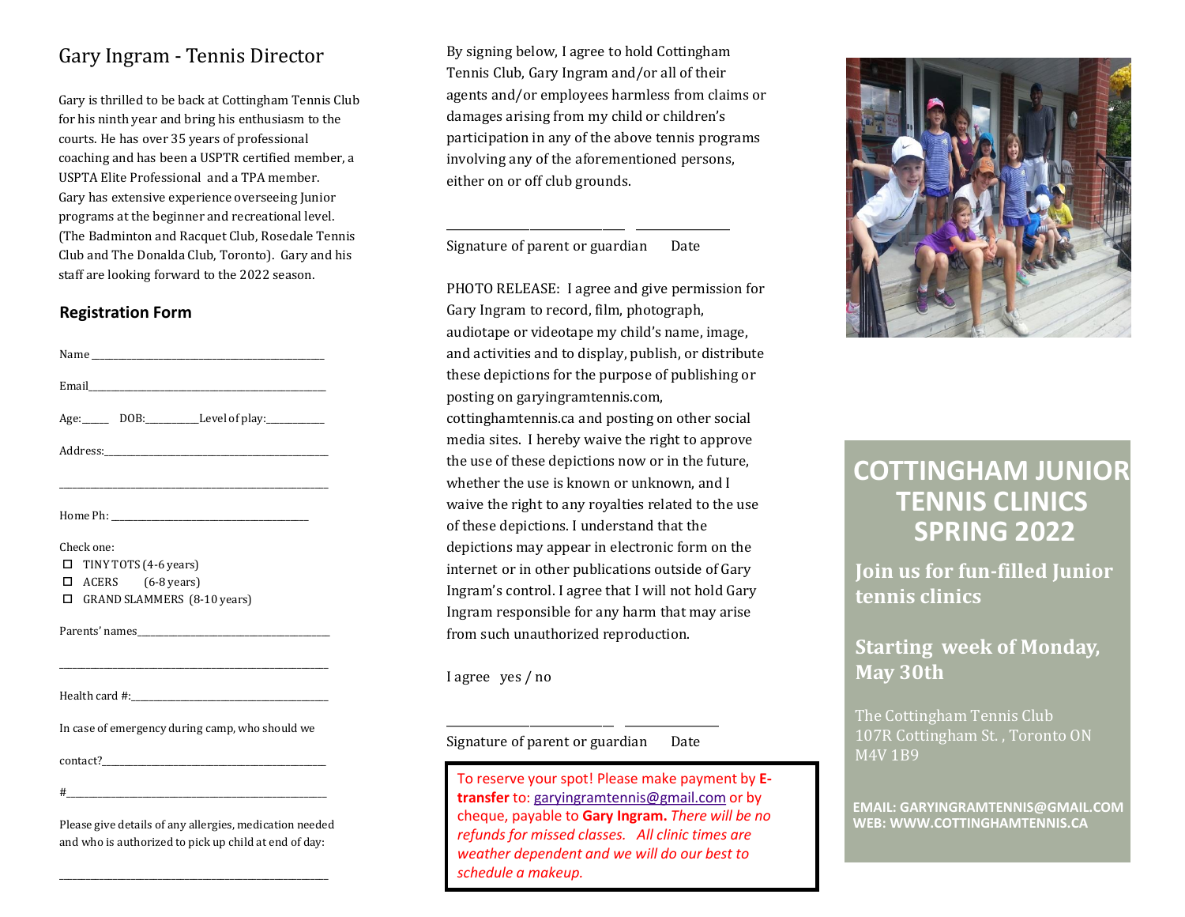## Gary Ingram - Tennis Director

Gary is thrilled to be back at Cottingham Tennis Club for his ninth year and bring his enthusiasm to the courts. He has over 35 years of professional coaching and has been a USPTR certified member, a USPTA Elite Professional and a TPA member. Gary has extensive experience overseeing Junior programs at the beginner and recreational level. (The Badminton and Racquet Club, Rosedale Tennis Club and The Donalda Club, Toronto). Gary and his staff are looking forward to the 2022 season.

### Registration Form

Name ______________________________________________

Email_______________________________________________

Age:_____ DOB:__________Level of play:___________

Address:_____________________________________________

____________________________________________________

Home Ph: ________________________________________

Check one:

- ☐ TINY TOTS (4-6 years)
- ☐ ACERS (6-8 years)
- ☐ GRAND SLAMMERS (8-10 years)

Parents' names_______________________________________

____________________________________________________

Health card #:_________________________________________

In case of emergency during camp, who should we

contact?_____________________________________________

#___________________________________________________

Please give details of any allergies, medication needed and who is authorized to pick up child at end of day:

____________________________________________________

By signing below, I agree to hold Cottingham Tennis Club, Gary Ingram and/or all of their agents and/or employees harmless from claims or damages arising from my child or children's participation in any of the above tennis programs involving any of the aforementioned persons, either on or off club grounds.

_____________________________ ______________

Signature of parent or guardian Date

PHOTO RELEASE: I agree and give permission for Gary Ingram to record, film, photograph, audiotape or videotape my child's name, image, and activities and to display, publish, or distribute these depictions for the purpose of publishing or posting on garyingramtennis.com, cottinghamtennis.ca and posting on other social media sites. I hereby waive the right to approve the use of these depictions now or in the future, whether the use is known or unknown, and I waive the right to any royalties related to the use of these depictions. I understand that the depictions may appear in electronic form on the internet or in other publications outside of Gary Ingram's control. I agree that I will not hold Gary Ingram responsible for any harm that may arise from such unauthorized reproduction.

I agree yes / no

_____________________________ ______________

Signature of parent or guardian Date

To reserve your spot! Please make payment by **E-transfer** to: garyingramtennis@gmail.com or by cheque, payable to **Gary Ingram.** *There will be no refunds for missed classes. All clinic times are weather dependent and we will do our best to schedule a makeup.*

# COTTINGHAM JUNIOR TENNIS CLINICS SPRING 2022

**Join us for fun-filled Junior tennis clinics**

**Starting week of Monday, May 30th**

The Cottingham Tennis Club
107R Cottingham St. , Toronto ON
M4V 1B9

**EMAIL: GARYINGRAMTENNIS@GMAIL.COM**
**WEB: WWW.COTTINGHAMTENNIS.CA**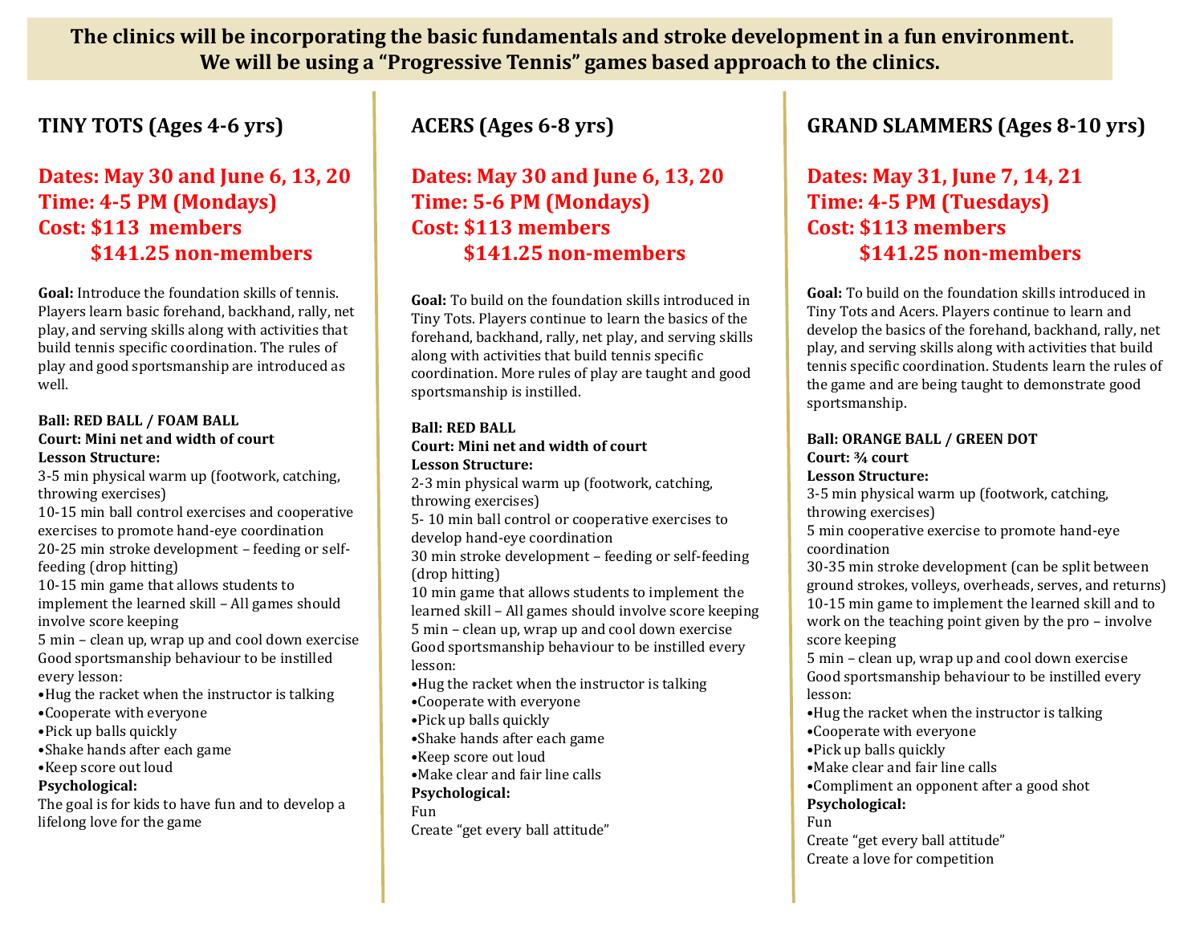**The clinics will be incorporating the basic fundamentals and stroke development in a fun environment. We will be using a "Progressive Tennis" games based approach to the clinics.**

## TINY TOTS (Ages 4-6 yrs)

**Dates: May 30 and June 6, 13, 20**
**Time: 4-5 PM (Mondays)**
**Cost: $113 members**
**$141.25 non-members**

**Goal:** Introduce the foundation skills of tennis. Players learn basic forehand, backhand, rally, net play, and serving skills along with activities that build tennis specific coordination. The rules of play and good sportsmanship are introduced as well.

**Ball: RED BALL / FOAM BALL**
**Court: Mini net and width of court**
**Lesson Structure:**
3-5 min physical warm up (footwork, catching, throwing exercises)
10-15 min ball control exercises and cooperative exercises to promote hand-eye coordination
20-25 min stroke development – feeding or self-feeding (drop hitting)
10-15 min game that allows students to implement the learned skill – All games should involve score keeping
5 min – clean up, wrap up and cool down exercise
Good sportsmanship behaviour to be instilled every lesson:

- Hug the racket when the instructor is talking
- Cooperate with everyone
- Pick up balls quickly
- Shake hands after each game
- Keep score out loud

**Psychological:**
The goal is for kids to have fun and to develop a lifelong love for the game

## ACERS (Ages 6-8 yrs)

**Dates: May 30 and June 6, 13, 20**
**Time: 5-6 PM (Mondays)**
**Cost: $113 members**
**$141.25 non-members**

**Goal:** To build on the foundation skills introduced in Tiny Tots. Players continue to learn the basics of the forehand, backhand, rally, net play, and serving skills along with activities that build tennis specific coordination. More rules of play are taught and good sportsmanship is instilled.

**Ball: RED BALL**
**Court: Mini net and width of court**
**Lesson Structure:**
2-3 min physical warm up (footwork, catching, throwing exercises)
5- 10 min ball control or cooperative exercises to develop hand-eye coordination
30 min stroke development – feeding or self-feeding (drop hitting)
10 min game that allows students to implement the learned skill – All games should involve score keeping
5 min – clean up, wrap up and cool down exercise
Good sportsmanship behaviour to be instilled every lesson:

- Hug the racket when the instructor is talking
- Cooperate with everyone
- Pick up balls quickly
- Shake hands after each game
- Keep score out loud
- Make clear and fair line calls

**Psychological:**
Fun
Create "get every ball attitude"

## GRAND SLAMMERS (Ages 8-10 yrs)

**Dates: May 31, June 7, 14, 21**
**Time: 4-5 PM (Tuesdays)**
**Cost: $113 members**
**$141.25 non-members**

**Goal:** To build on the foundation skills introduced in Tiny Tots and Acers. Players continue to learn and develop the basics of the forehand, backhand, rally, net play, and serving skills along with activities that build tennis specific coordination. Students learn the rules of the game and are being taught to demonstrate good sportsmanship.

**Ball: ORANGE BALL / GREEN DOT**
**Court: ¾ court**
**Lesson Structure:**
3-5 min physical warm up (footwork, catching, throwing exercises)
5 min cooperative exercise to promote hand-eye coordination
30-35 min stroke development (can be split between ground strokes, volleys, overheads, serves, and returns)
10-15 min game to implement the learned skill and to work on the teaching point given by the pro – involve score keeping
5 min – clean up, wrap up and cool down exercise
Good sportsmanship behaviour to be instilled every lesson:

- Hug the racket when the instructor is talking
- Cooperate with everyone
- Pick up balls quickly
- Make clear and fair line calls
- Compliment an opponent after a good shot

**Psychological:**
Fun
Create "get every ball attitude"
Create a love for competition